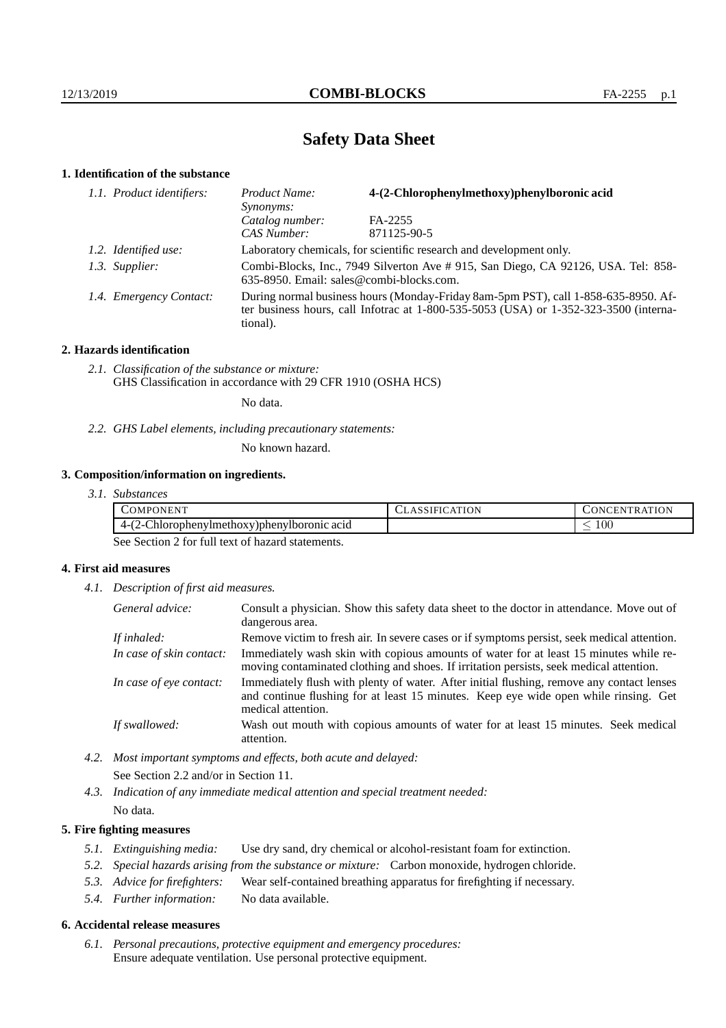# Safety Data Sheet

## 1. Identification of the substance

| | | |
|---|---|---|
| *1.1. Product identifiers:* | *Product Name:* | **4-(2-Chlorophenylmethoxy)phenylboronic acid** |
| | *Synonyms:* | |
| | *Catalog number:* | FA-2255 |
| | *CAS Number:* | 871125-90-5 |
| *1.2. Identified use:* | Laboratory chemicals, for scientific research and development only. | |
| *1.3. Supplier:* | Combi-Blocks, Inc., 7949 Silverton Ave # 915, San Diego, CA 92126, USA. Tel: 858-635-8950. Email: sales@combi-blocks.com. | |
| *1.4. Emergency Contact:* | During normal business hours (Monday-Friday 8am-5pm PST), call 1-858-635-8950. After business hours, call Infotrac at 1-800-535-5053 (USA) or 1-352-323-3500 (international). | |

## 2. Hazards identification

*2.1. Classification of the substance or mixture:*
GHS Classification in accordance with 29 CFR 1910 (OSHA HCS)

No data.

*2.2. GHS Label elements, including precautionary statements:*

No known hazard.

## 3. Composition/information on ingredients.

*3.1. Substances*

| COMPONENT | CLASSIFICATION | CONCENTRATION |
|---|---|---|
| 4-(2-Chlorophenylmethoxy)phenylboronic acid | | $\leq 100$ |

See Section 2 for full text of hazard statements.

## 4. First aid measures

*4.1. Description of first aid measures.*

| | |
|---|---|
| *General advice:* | Consult a physician. Show this safety data sheet to the doctor in attendance. Move out of dangerous area. |
| *If inhaled:* | Remove victim to fresh air. In severe cases or if symptoms persist, seek medical attention. |
| *In case of skin contact:* | Immediately wash skin with copious amounts of water for at least 15 minutes while removing contaminated clothing and shoes. If irritation persists, seek medical attention. |
| *In case of eye contact:* | Immediately flush with plenty of water. After initial flushing, remove any contact lenses and continue flushing for at least 15 minutes. Keep eye wide open while rinsing. Get medical attention. |
| *If swallowed:* | Wash out mouth with copious amounts of water for at least 15 minutes. Seek medical attention. |

*4.2. Most important symptoms and effects, both acute and delayed:*
See Section 2.2 and/or in Section 11.

*4.3. Indication of any immediate medical attention and special treatment needed:*
No data.

## 5. Fire fighting measures

*5.1. Extinguishing media:* Use dry sand, dry chemical or alcohol-resistant foam for extinction.

*5.2. Special hazards arising from the substance or mixture:* Carbon monoxide, hydrogen chloride.

*5.3. Advice for firefighters:* Wear self-contained breathing apparatus for firefighting if necessary.

*5.4. Further information:* No data available.

## 6. Accidental release measures

*6.1. Personal precautions, protective equipment and emergency procedures:*
Ensure adequate ventilation. Use personal protective equipment.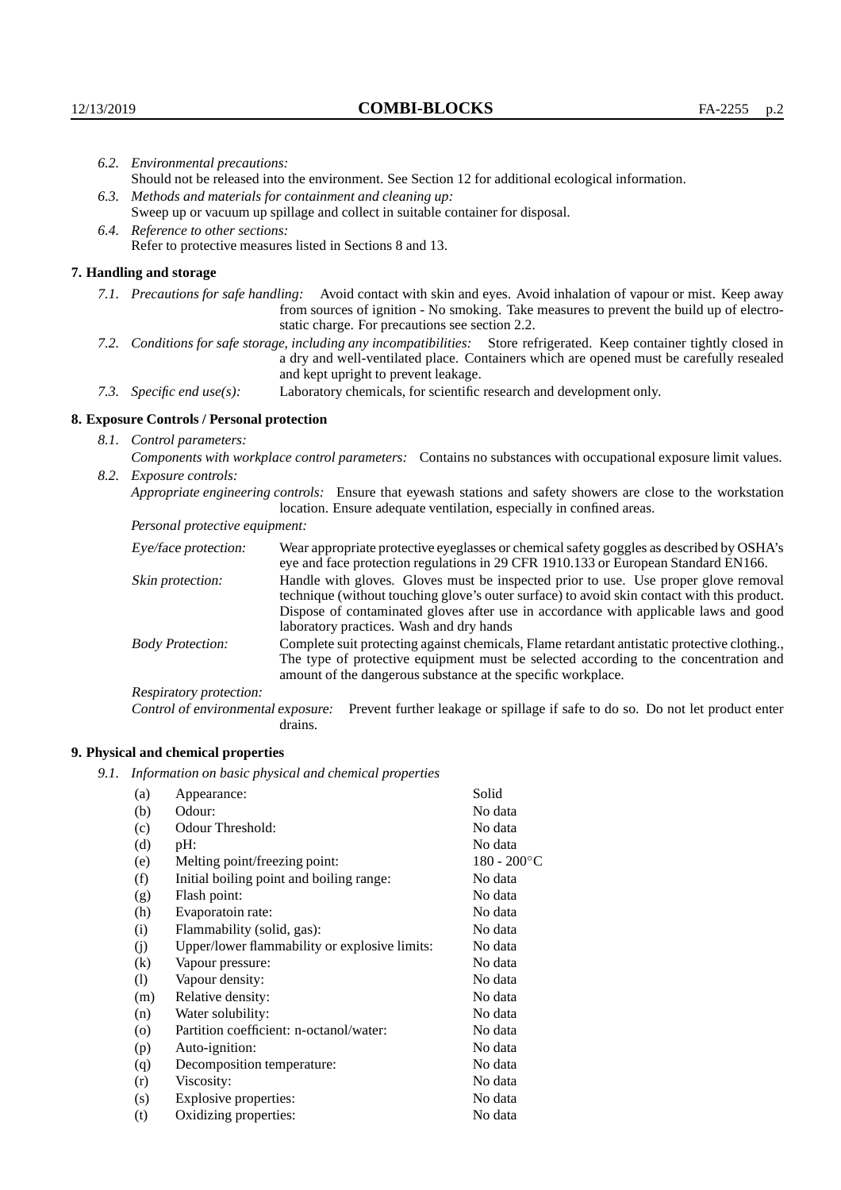*6.2. Environmental precautions:*
Should not be released into the environment. See Section 12 for additional ecological information.

*6.3. Methods and materials for containment and cleaning up:*
Sweep up or vacuum up spillage and collect in suitable container for disposal.

*6.4. Reference to other sections:*
Refer to protective measures listed in Sections 8 and 13.

## 7. Handling and storage

*7.1. Precautions for safe handling:* Avoid contact with skin and eyes. Avoid inhalation of vapour or mist. Keep away from sources of ignition - No smoking. Take measures to prevent the build up of electrostatic charge. For precautions see section 2.2.

*7.2. Conditions for safe storage, including any incompatibilities:* Store refrigerated. Keep container tightly closed in a dry and well-ventilated place. Containers which are opened must be carefully resealed and kept upright to prevent leakage.

*7.3. Specific end use(s):* Laboratory chemicals, for scientific research and development only.

## 8. Exposure Controls / Personal protection

*8.1. Control parameters:*

*Components with workplace control parameters:* Contains no substances with occupational exposure limit values.

*8.2. Exposure controls:*

*Appropriate engineering controls:* Ensure that eyewash stations and safety showers are close to the workstation location. Ensure adequate ventilation, especially in confined areas.

*Personal protective equipment:*

*Eye/face protection:* Wear appropriate protective eyeglasses or chemical safety goggles as described by OSHA's eye and face protection regulations in 29 CFR 1910.133 or European Standard EN166.

*Skin protection:* Handle with gloves. Gloves must be inspected prior to use. Use proper glove removal technique (without touching glove's outer surface) to avoid skin contact with this product. Dispose of contaminated gloves after use in accordance with applicable laws and good laboratory practices. Wash and dry hands

*Body Protection:* Complete suit protecting against chemicals, Flame retardant antistatic protective clothing., The type of protective equipment must be selected according to the concentration and amount of the dangerous substance at the specific workplace.

*Respiratory protection:*

*Control of environmental exposure:* Prevent further leakage or spillage if safe to do so. Do not let product enter drains.

## 9. Physical and chemical properties

*9.1. Information on basic physical and chemical properties*

| | | |
|---|---|---|
| (a) | Appearance: | Solid |
| (b) | Odour: | No data |
| (c) | Odour Threshold: | No data |
| (d) | pH: | No data |
| (e) | Melting point/freezing point: | 180 - 200°C |
| (f) | Initial boiling point and boiling range: | No data |
| (g) | Flash point: | No data |
| (h) | Evaporatoin rate: | No data |
| (i) | Flammability (solid, gas): | No data |
| (j) | Upper/lower flammability or explosive limits: | No data |
| (k) | Vapour pressure: | No data |
| (l) | Vapour density: | No data |
| (m) | Relative density: | No data |
| (n) | Water solubility: | No data |
| (o) | Partition coefficient: n-octanol/water: | No data |
| (p) | Auto-ignition: | No data |
| (q) | Decomposition temperature: | No data |
| (r) | Viscosity: | No data |
| (s) | Explosive properties: | No data |
| (t) | Oxidizing properties: | No data |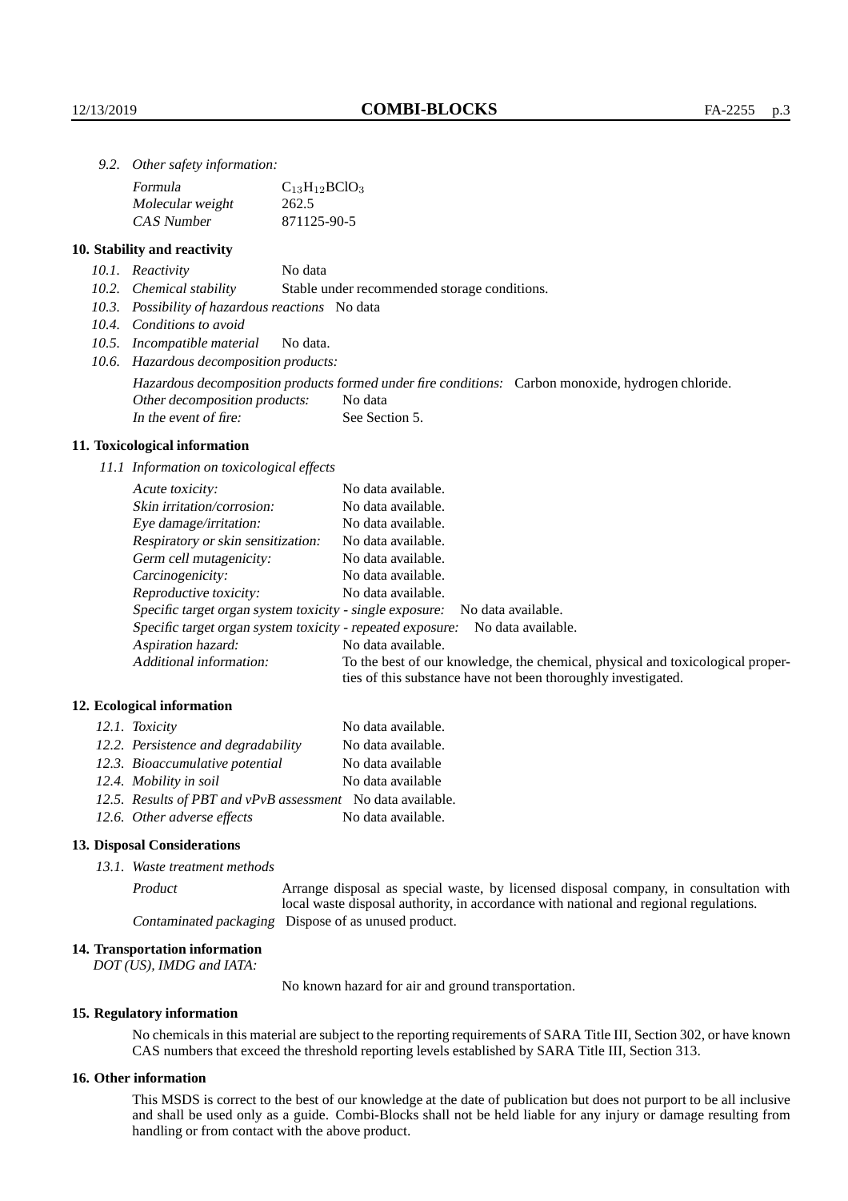*9.2. Other safety information:*

| | |
|---|---|
| *Formula* | $C_{13}H_{12}BClO_3$ |
| *Molecular weight* | 262.5 |
| *CAS Number* | 871125-90-5 |

## 10. Stability and reactivity

*10.1. Reactivity* No data

*10.2. Chemical stability* Stable under recommended storage conditions.

*10.3. Possibility of hazardous reactions* No data

*10.4. Conditions to avoid*

*10.5. Incompatible material* No data.

*10.6. Hazardous decomposition products:*

*Hazardous decomposition products formed under fire conditions:* Carbon monoxide, hydrogen chloride.

*Other decomposition products:* No data

*In the event of fire:* See Section 5.

## 11. Toxicological information

*11.1 Information on toxicological effects*

| | |
|---|---|
| *Acute toxicity:* | No data available. |
| *Skin irritation/corrosion:* | No data available. |
| *Eye damage/irritation:* | No data available. |
| *Respiratory or skin sensitization:* | No data available. |
| *Germ cell mutagenicity:* | No data available. |
| *Carcinogenicity:* | No data available. |
| *Reproductive toxicity:* | No data available. |
| *Specific target organ system toxicity - single exposure:* | No data available. |
| *Specific target organ system toxicity - repeated exposure:* | No data available. |
| *Aspiration hazard:* | No data available. |
| *Additional information:* | To the best of our knowledge, the chemical, physical and toxicological properties of this substance have not been thoroughly investigated. |

## 12. Ecological information

| | |
|---|---|
| *12.1. Toxicity* | No data available. |
| *12.2. Persistence and degradability* | No data available. |
| *12.3. Bioaccumulative potential* | No data available |
| *12.4. Mobility in soil* | No data available |
| *12.5. Results of PBT and vPvB assessment* | No data available. |
| *12.6. Other adverse effects* | No data available. |

## 13. Disposal Considerations

*13.1. Waste treatment methods*

*Product* Arrange disposal as special waste, by licensed disposal company, in consultation with local waste disposal authority, in accordance with national and regional regulations.

*Contaminated packaging* Dispose of as unused product.

## 14. Transportation information

*DOT (US), IMDG and IATA:*

No known hazard for air and ground transportation.

## 15. Regulatory information

No chemicals in this material are subject to the reporting requirements of SARA Title III, Section 302, or have known CAS numbers that exceed the threshold reporting levels established by SARA Title III, Section 313.

## 16. Other information

This MSDS is correct to the best of our knowledge at the date of publication but does not purport to be all inclusive and shall be used only as a guide. Combi-Blocks shall not be held liable for any injury or damage resulting from handling or from contact with the above product.